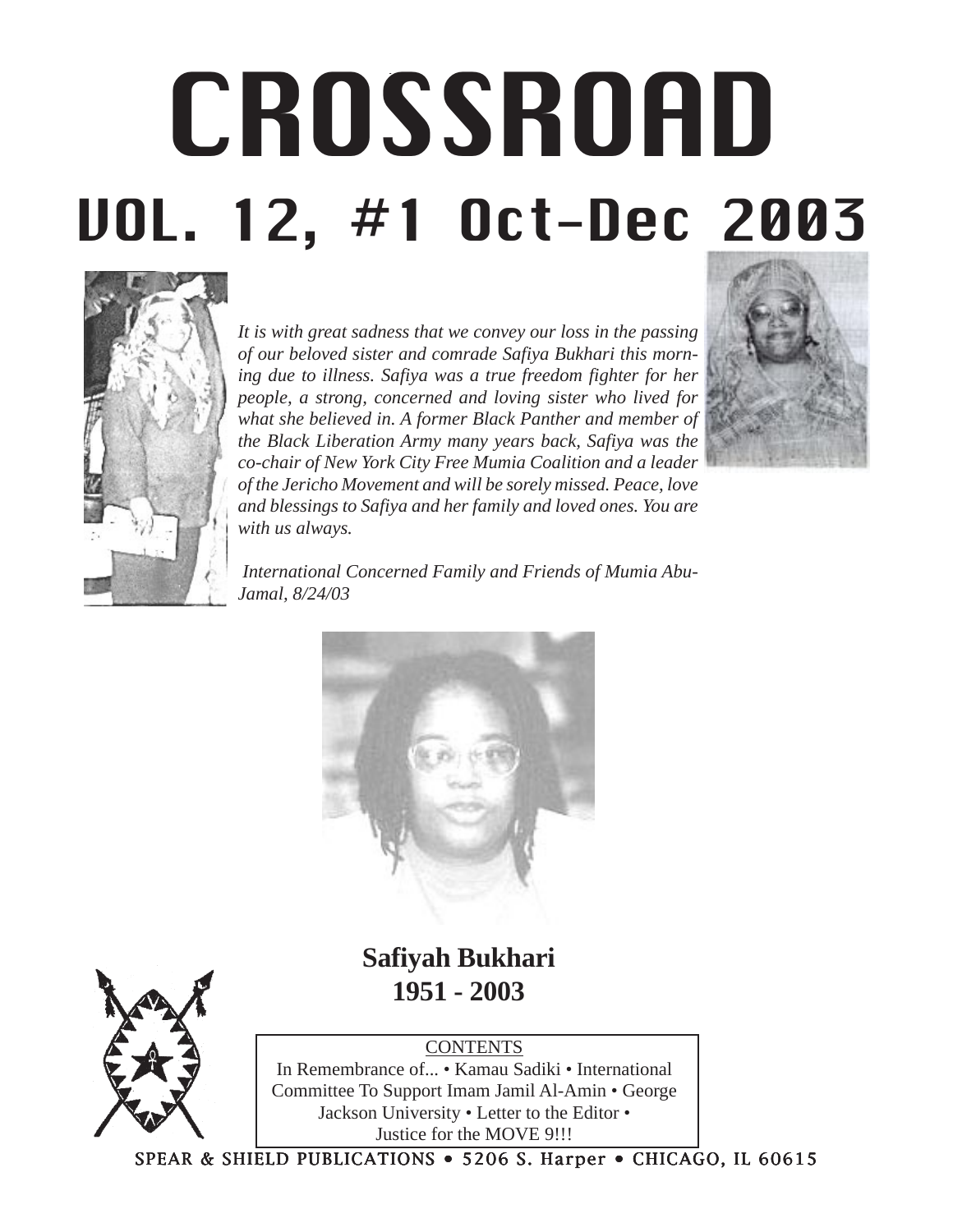# CROSSROAD

## VOL. 12, #1 Oct-Dec 2003

*It is with great sadness that we convey our loss in the passing of our beloved sister and comrade Safiya Bukhari this morning due to illness. Safiya was a true freedom fighter for her people, a strong, concerned and loving sister who lived for what she believed in. A former Black Panther and member of the Black Liberation Army many years back, Safiya was the co-chair of New York City Free Mumia Coalition and a leader of the Jericho Movement and will be sorely missed. Peace, love and blessings to Safiya and her family and loved ones. You are with us always.*

*International Concerned Family and Friends of Mumia Abu-Jamal, 8/24/03*

**Safiyah Bukhari**
**1951 - 2003**

CONTENTS

In Remembrance of... • Kamau Sadiki • International Committee To Support Imam Jamil Al-Amin • George Jackson University • Letter to the Editor • Justice for the MOVE 9!!!

SPEAR & SHIELD PUBLICATIONS • 5206 S. Harper • CHICAGO, IL 60615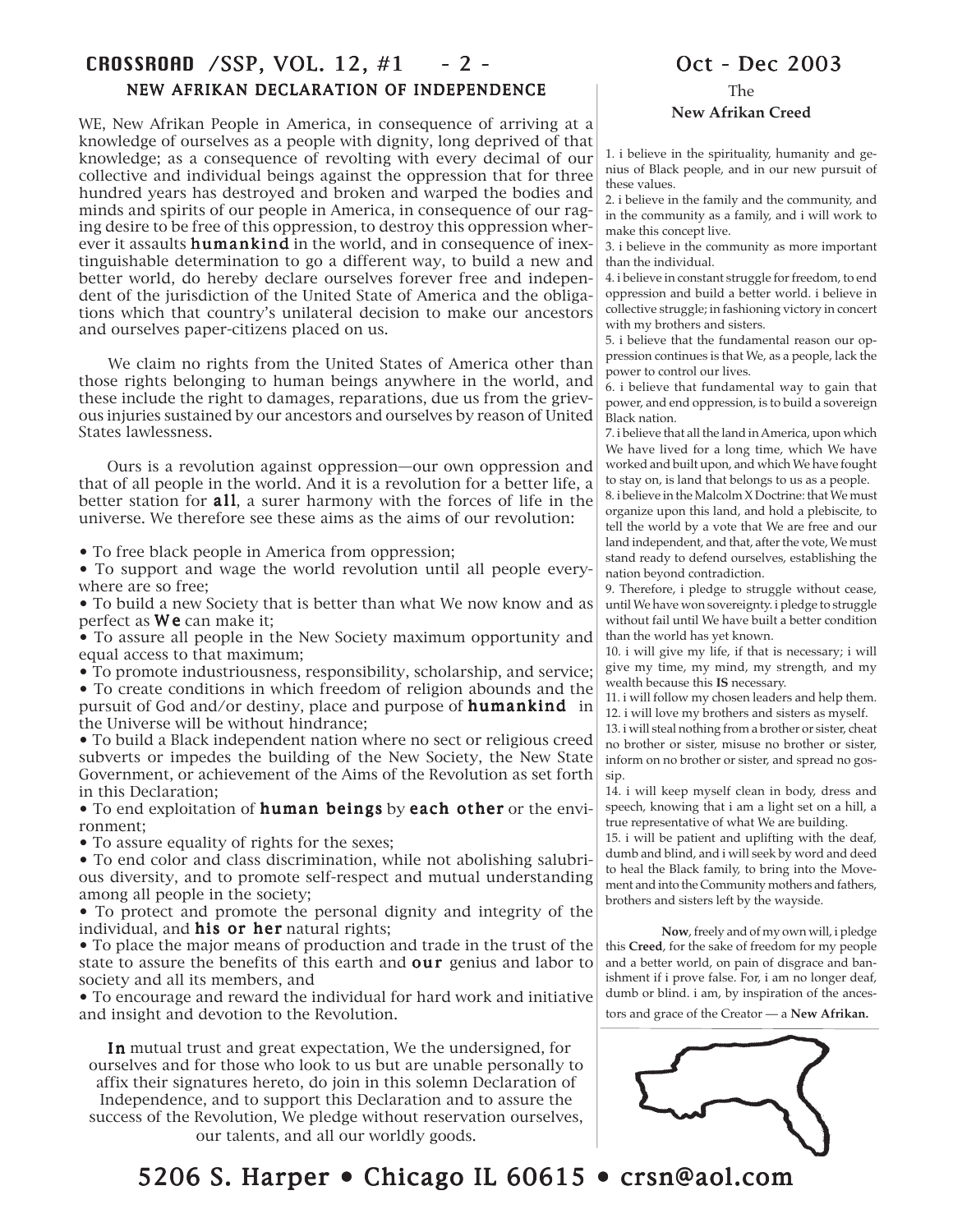## NEW AFRIKAN DECLARATION OF INDEPENDENCE

WE, New Afrikan People in America, in consequence of arriving at a knowledge of ourselves as a people with dignity, long deprived of that knowledge; as a consequence of revolting with every decimal of our collective and individual beings against the oppression that for three hundred years has destroyed and broken and warped the bodies and minds and spirits of our people in America, in consequence of our raging desire to be free of this oppression, to destroy this oppression wherever it assaults **humankind** in the world, and in consequence of inextinguishable determination to go a different way, to build a new and better world, do hereby declare ourselves forever free and independent of the jurisdiction of the United State of America and the obligations which that country's unilateral decision to make our ancestors and ourselves paper-citizens placed on us.

We claim no rights from the United States of America other than those rights belonging to human beings anywhere in the world, and these include the right to damages, reparations, due us from the grievous injuries sustained by our ancestors and ourselves by reason of United States lawlessness.

Ours is a revolution against oppression—our own oppression and that of all people in the world. And it is a revolution for a better life, a better station for **all**, a surer harmony with the forces of life in the universe. We therefore see these aims as the aims of our revolution:

- To free black people in America from oppression;
- To support and wage the world revolution until all people everywhere are so free;
- To build a new Society that is better than what We now know and as perfect as **We** can make it;
- To assure all people in the New Society maximum opportunity and equal access to that maximum;
- To promote industriousness, responsibility, scholarship, and service;
- To create conditions in which freedom of religion abounds and the pursuit of God and/or destiny, place and purpose of **humankind** in the Universe will be without hindrance;
- To build a Black independent nation where no sect or religious creed subverts or impedes the building of the New Society, the New State Government, or achievement of the Aims of the Revolution as set forth in this Declaration;
- To end exploitation of **human beings** by **each other** or the environment;
- To assure equality of rights for the sexes;
- To end color and class discrimination, while not abolishing salubrious diversity, and to promote self-respect and mutual understanding among all people in the society;
- To protect and promote the personal dignity and integrity of the individual, and **his or her** natural rights;
- To place the major means of production and trade in the trust of the state to assure the benefits of this earth and **our** genius and labor to society and all its members, and
- To encourage and reward the individual for hard work and initiative and insight and devotion to the Revolution.

**In** mutual trust and great expectation, We the undersigned, for ourselves and for those who look to us but are unable personally to affix their signatures hereto, do join in this solemn Declaration of Independence, and to support this Declaration and to assure the success of the Revolution, We pledge without reservation ourselves, our talents, and all our worldly goods.

## The New Afrikan Creed

1. i believe in the spirituality, humanity and genius of Black people, and in our new pursuit of these values.
2. i believe in the family and the community, and in the community as a family, and i will work to make this concept live.
3. i believe in the community as more important than the individual.
4. i believe in constant struggle for freedom, to end oppression and build a better world. i believe in collective struggle; in fashioning victory in concert with my brothers and sisters.
5. i believe that the fundamental reason our oppression continues is that We, as a people, lack the power to control our lives.
6. i believe that fundamental way to gain that power, and end oppression, is to build a sovereign Black nation.
7. i believe that all the land in America, upon which We have lived for a long time, which We have worked and built upon, and which We have fought to stay on, is land that belongs to us as a people.
8. i believe in the Malcolm X Doctrine: that We must organize upon this land, and hold a plebiscite, to tell the world by a vote that We are free and our land independent, and that, after the vote, We must stand ready to defend ourselves, establishing the nation beyond contradiction.
9. Therefore, i pledge to struggle without cease, until We have won sovereignty. i pledge to struggle without fail until We have built a better condition than the world has yet known.
10. i will give my life, if that is necessary; i will give my time, my mind, my strength, and my wealth because this **IS** necessary.
11. i will follow my chosen leaders and help them.
12. i will love my brothers and sisters as myself.
13. i will steal nothing from a brother or sister, cheat no brother or sister, misuse no brother or sister, inform on no brother or sister, and spread no gossip.
14. i will keep myself clean in body, dress and speech, knowing that i am a light set on a hill, a true representative of what We are building.
15. i will be patient and uplifting with the deaf, dumb and blind, and i will seek by word and deed to heal the Black family, to bring into the Movement and into the Community mothers and fathers, brothers and sisters left by the wayside.

**Now**, freely and of my own will, i pledge this **Creed**, for the sake of freedom for my people and a better world, on pain of disgrace and banishment if i prove false. For, i am no longer deaf, dumb or blind. i am, by inspiration of the ancestors and grace of the Creator — a **New Afrikan.**

5206 S. Harper • Chicago IL 60615 • crsn@aol.com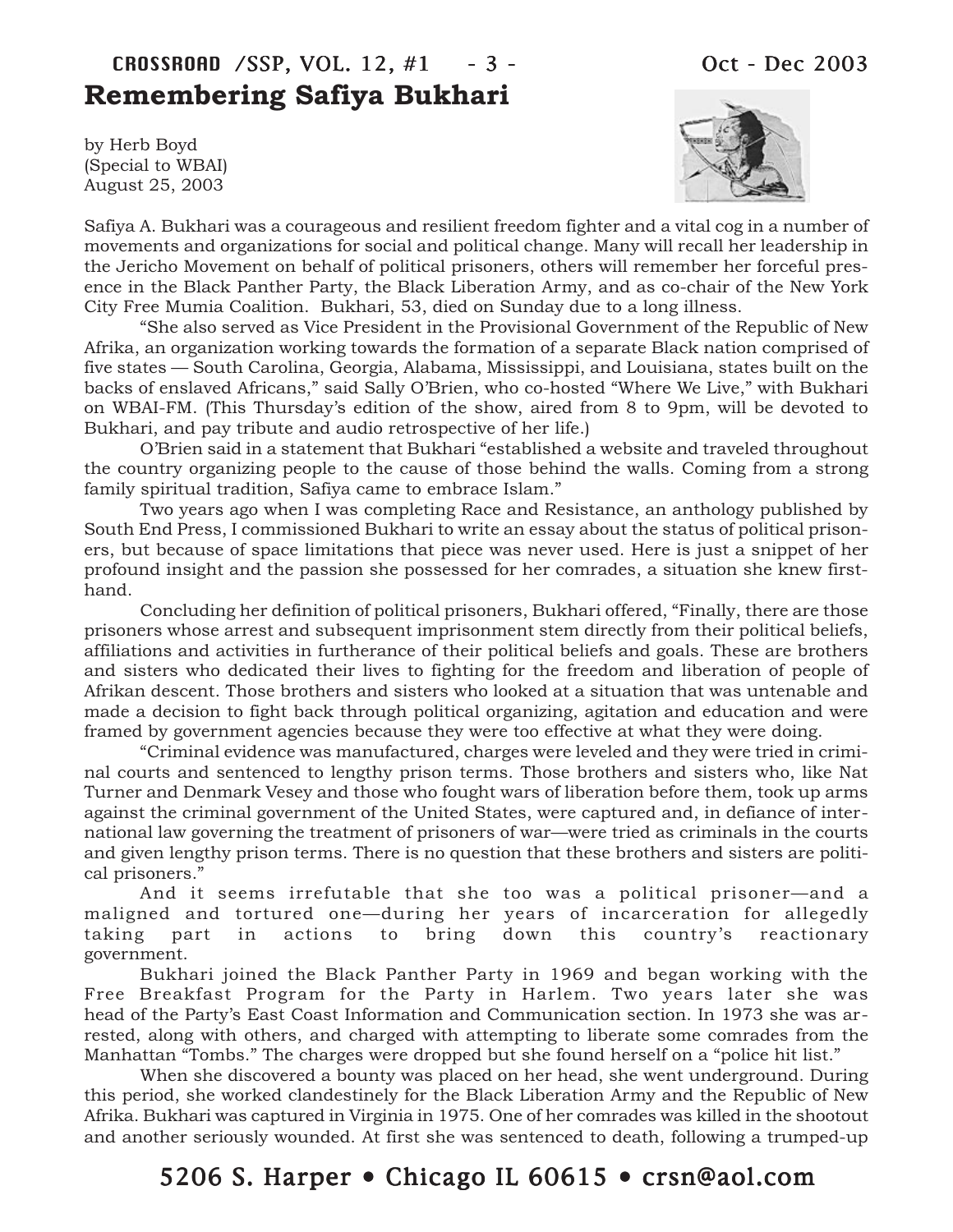# Remembering Safiya Bukhari

by Herb Boyd
(Special to WBAI)
August 25, 2003

Safiya A. Bukhari was a courageous and resilient freedom fighter and a vital cog in a number of movements and organizations for social and political change. Many will recall her leadership in the Jericho Movement on behalf of political prisoners, others will remember her forceful presence in the Black Panther Party, the Black Liberation Army, and as co-chair of the New York City Free Mumia Coalition. Bukhari, 53, died on Sunday due to a long illness.

"She also served as Vice President in the Provisional Government of the Republic of New Afrika, an organization working towards the formation of a separate Black nation comprised of five states — South Carolina, Georgia, Alabama, Mississippi, and Louisiana, states built on the backs of enslaved Africans," said Sally O'Brien, who co-hosted "Where We Live," with Bukhari on WBAI-FM. (This Thursday's edition of the show, aired from 8 to 9pm, will be devoted to Bukhari, and pay tribute and audio retrospective of her life.)

O'Brien said in a statement that Bukhari "established a website and traveled throughout the country organizing people to the cause of those behind the walls. Coming from a strong family spiritual tradition, Safiya came to embrace Islam."

Two years ago when I was completing Race and Resistance, an anthology published by South End Press, I commissioned Bukhari to write an essay about the status of political prisoners, but because of space limitations that piece was never used. Here is just a snippet of her profound insight and the passion she possessed for her comrades, a situation she knew firsthand.

Concluding her definition of political prisoners, Bukhari offered, "Finally, there are those prisoners whose arrest and subsequent imprisonment stem directly from their political beliefs, affiliations and activities in furtherance of their political beliefs and goals. These are brothers and sisters who dedicated their lives to fighting for the freedom and liberation of people of Afrikan descent. Those brothers and sisters who looked at a situation that was untenable and made a decision to fight back through political organizing, agitation and education and were framed by government agencies because they were too effective at what they were doing.

"Criminal evidence was manufactured, charges were leveled and they were tried in criminal courts and sentenced to lengthy prison terms. Those brothers and sisters who, like Nat Turner and Denmark Vesey and those who fought wars of liberation before them, took up arms against the criminal government of the United States, were captured and, in defiance of international law governing the treatment of prisoners of war—were tried as criminals in the courts and given lengthy prison terms. There is no question that these brothers and sisters are political prisoners."

And it seems irrefutable that she too was a political prisoner—and a maligned and tortured one—during her years of incarceration for allegedly taking part in actions to bring down this country's reactionary government.

Bukhari joined the Black Panther Party in 1969 and began working with the Free Breakfast Program for the Party in Harlem. Two years later she was head of the Party's East Coast Information and Communication section. In 1973 she was arrested, along with others, and charged with attempting to liberate some comrades from the Manhattan "Tombs." The charges were dropped but she found herself on a "police hit list."

When she discovered a bounty was placed on her head, she went underground. During this period, she worked clandestinely for the Black Liberation Army and the Republic of New Afrika. Bukhari was captured in Virginia in 1975. One of her comrades was killed in the shootout and another seriously wounded. At first she was sentenced to death, following a trumped-up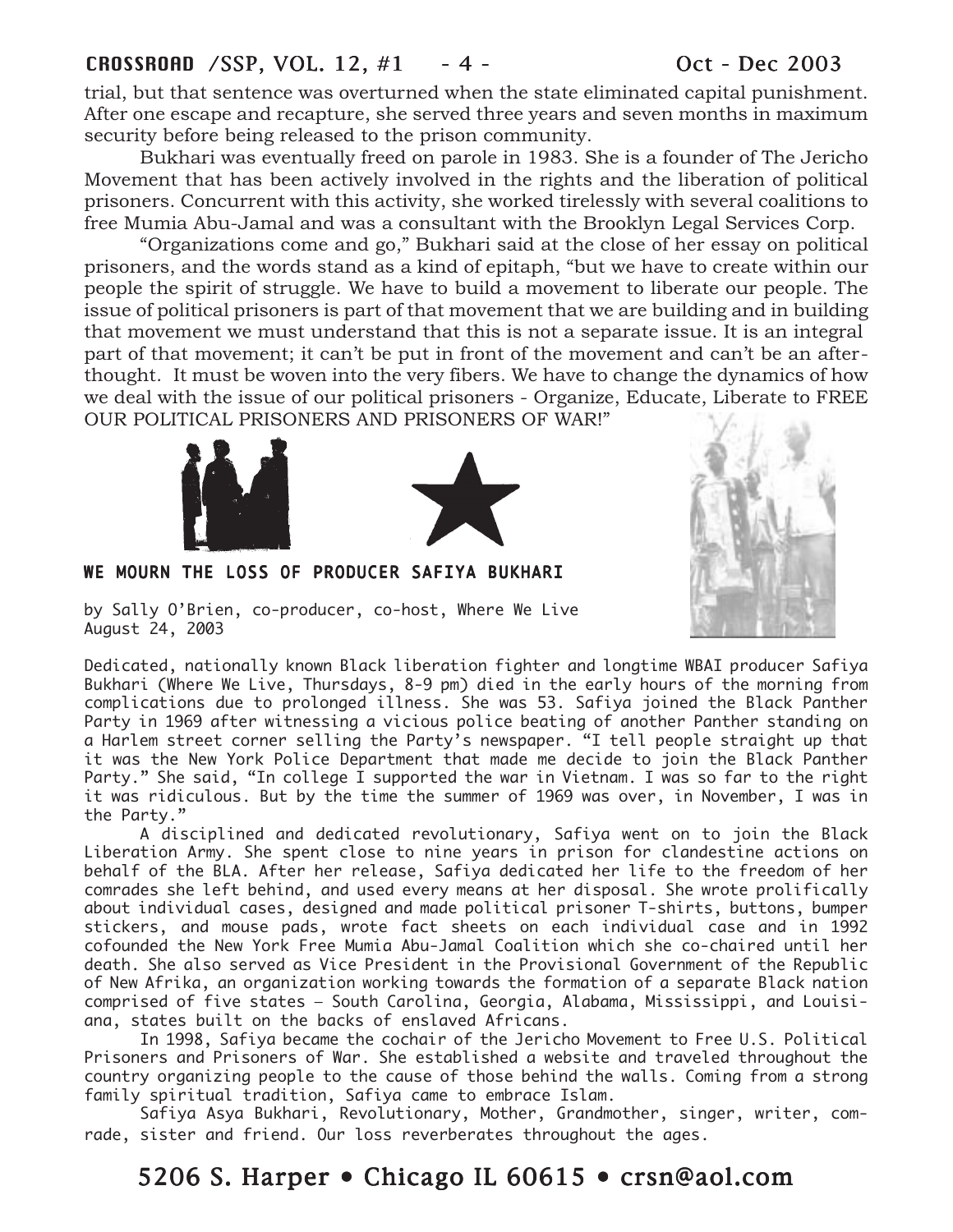trial, but that sentence was overturned when the state eliminated capital punishment. After one escape and recapture, she served three years and seven months in maximum security before being released to the prison community.

Bukhari was eventually freed on parole in 1983. She is a founder of The Jericho Movement that has been actively involved in the rights and the liberation of political prisoners. Concurrent with this activity, she worked tirelessly with several coalitions to free Mumia Abu-Jamal and was a consultant with the Brooklyn Legal Services Corp.

"Organizations come and go," Bukhari said at the close of her essay on political prisoners, and the words stand as a kind of epitaph, "but we have to create within our people the spirit of struggle. We have to build a movement to liberate our people. The issue of political prisoners is part of that movement that we are building and in building that movement we must understand that this is not a separate issue. It is an integral part of that movement; it can't be put in front of the movement and can't be an afterthought. It must be woven into the very fibers. We have to change the dynamics of how we deal with the issue of our political prisoners - Organize, Educate, Liberate to FREE OUR POLITICAL PRISONERS AND PRISONERS OF WAR!"

## WE MOURN THE LOSS OF PRODUCER SAFIYA BUKHARI

by Sally O'Brien, co-producer, co-host, Where We Live
August 24, 2003

Dedicated, nationally known Black liberation fighter and longtime WBAI producer Safiya Bukhari (Where We Live, Thursdays, 8-9 pm) died in the early hours of the morning from complications due to prolonged illness. She was 53. Safiya joined the Black Panther Party in 1969 after witnessing a vicious police beating of another Panther standing on a Harlem street corner selling the Party's newspaper. "I tell people straight up that it was the New York Police Department that made me decide to join the Black Panther Party." She said, "In college I supported the war in Vietnam. I was so far to the right it was ridiculous. But by the time the summer of 1969 was over, in November, I was in the Party."

A disciplined and dedicated revolutionary, Safiya went on to join the Black Liberation Army. She spent close to nine years in prison for clandestine actions on behalf of the BLA. After her release, Safiya dedicated her life to the freedom of her comrades she left behind, and used every means at her disposal. She wrote prolifically about individual cases, designed and made political prisoner T-shirts, buttons, bumper stickers, and mouse pads, wrote fact sheets on each individual case and in 1992 cofounded the New York Free Mumia Abu-Jamal Coalition which she co-chaired until her death. She also served as Vice President in the Provisional Government of the Republic of New Afrika, an organization working towards the formation of a separate Black nation comprised of five states – South Carolina, Georgia, Alabama, Mississippi, and Louisiana, states built on the backs of enslaved Africans.

In 1998, Safiya became the cochair of the Jericho Movement to Free U.S. Political Prisoners and Prisoners of War. She established a website and traveled throughout the country organizing people to the cause of those behind the walls. Coming from a strong family spiritual tradition, Safiya came to embrace Islam.

Safiya Asya Bukhari, Revolutionary, Mother, Grandmother, singer, writer, comrade, sister and friend. Our loss reverberates throughout the ages.

5206 S. Harper • Chicago IL 60615 • crsn@aol.com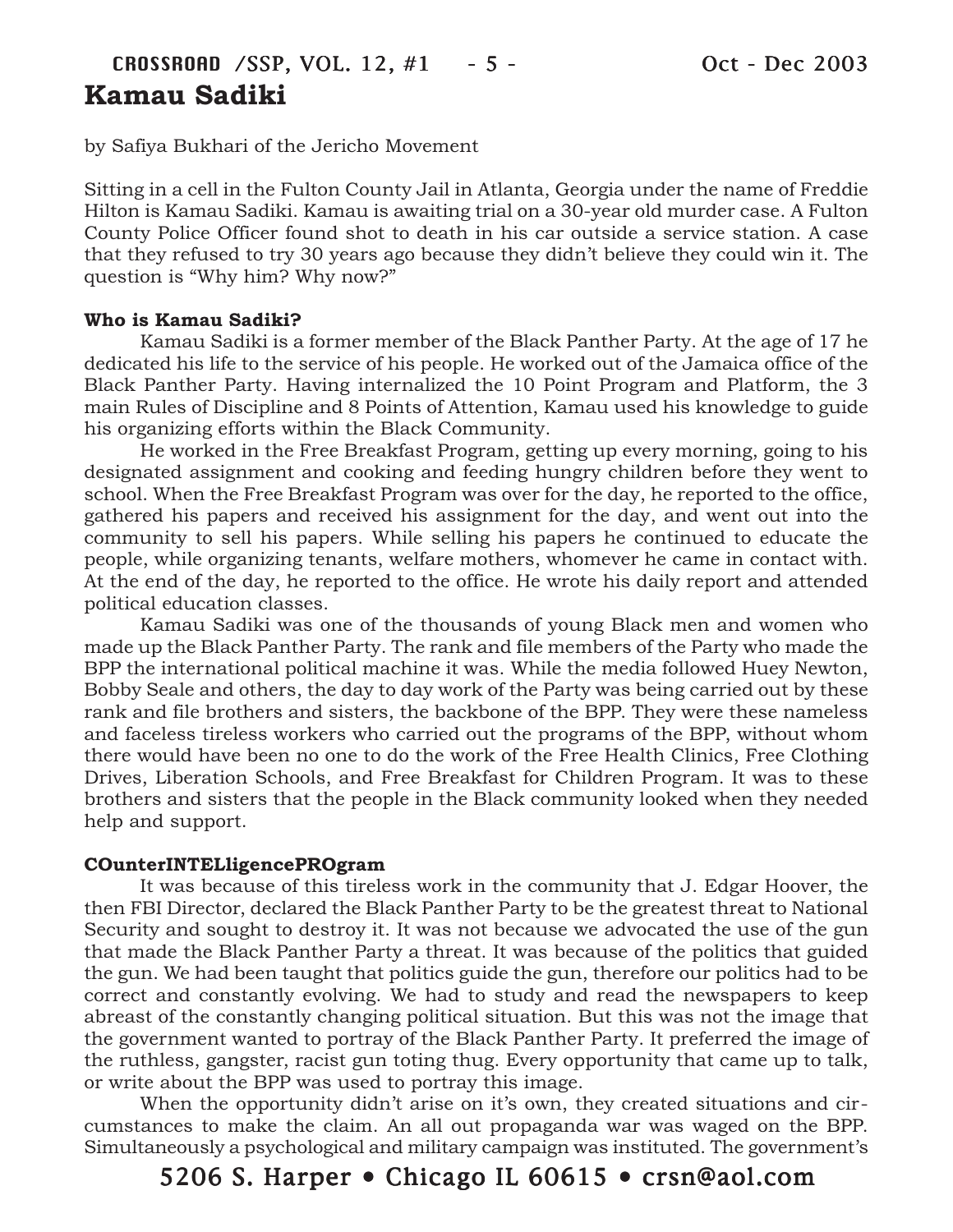# Kamau Sadiki

by Safiya Bukhari of the Jericho Movement

Sitting in a cell in the Fulton County Jail in Atlanta, Georgia under the name of Freddie Hilton is Kamau Sadiki. Kamau is awaiting trial on a 30-year old murder case. A Fulton County Police Officer found shot to death in his car outside a service station. A case that they refused to try 30 years ago because they didn't believe they could win it. The question is "Why him? Why now?"

**Who is Kamau Sadiki?**

Kamau Sadiki is a former member of the Black Panther Party. At the age of 17 he dedicated his life to the service of his people. He worked out of the Jamaica office of the Black Panther Party. Having internalized the 10 Point Program and Platform, the 3 main Rules of Discipline and 8 Points of Attention, Kamau used his knowledge to guide his organizing efforts within the Black Community.

He worked in the Free Breakfast Program, getting up every morning, going to his designated assignment and cooking and feeding hungry children before they went to school. When the Free Breakfast Program was over for the day, he reported to the office, gathered his papers and received his assignment for the day, and went out into the community to sell his papers. While selling his papers he continued to educate the people, while organizing tenants, welfare mothers, whomever he came in contact with. At the end of the day, he reported to the office. He wrote his daily report and attended political education classes.

Kamau Sadiki was one of the thousands of young Black men and women who made up the Black Panther Party. The rank and file members of the Party who made the BPP the international political machine it was. While the media followed Huey Newton, Bobby Seale and others, the day to day work of the Party was being carried out by these rank and file brothers and sisters, the backbone of the BPP. They were these nameless and faceless tireless workers who carried out the programs of the BPP, without whom there would have been no one to do the work of the Free Health Clinics, Free Clothing Drives, Liberation Schools, and Free Breakfast for Children Program. It was to these brothers and sisters that the people in the Black community looked when they needed help and support.

**COunterINTELligencePROgram**

It was because of this tireless work in the community that J. Edgar Hoover, the then FBI Director, declared the Black Panther Party to be the greatest threat to National Security and sought to destroy it. It was not because we advocated the use of the gun that made the Black Panther Party a threat. It was because of the politics that guided the gun. We had been taught that politics guide the gun, therefore our politics had to be correct and constantly evolving. We had to study and read the newspapers to keep abreast of the constantly changing political situation. But this was not the image that the government wanted to portray of the Black Panther Party. It preferred the image of the ruthless, gangster, racist gun toting thug. Every opportunity that came up to talk, or write about the BPP was used to portray this image.

When the opportunity didn't arise on it's own, they created situations and circumstances to make the claim. An all out propaganda war was waged on the BPP. Simultaneously a psychological and military campaign was instituted. The government's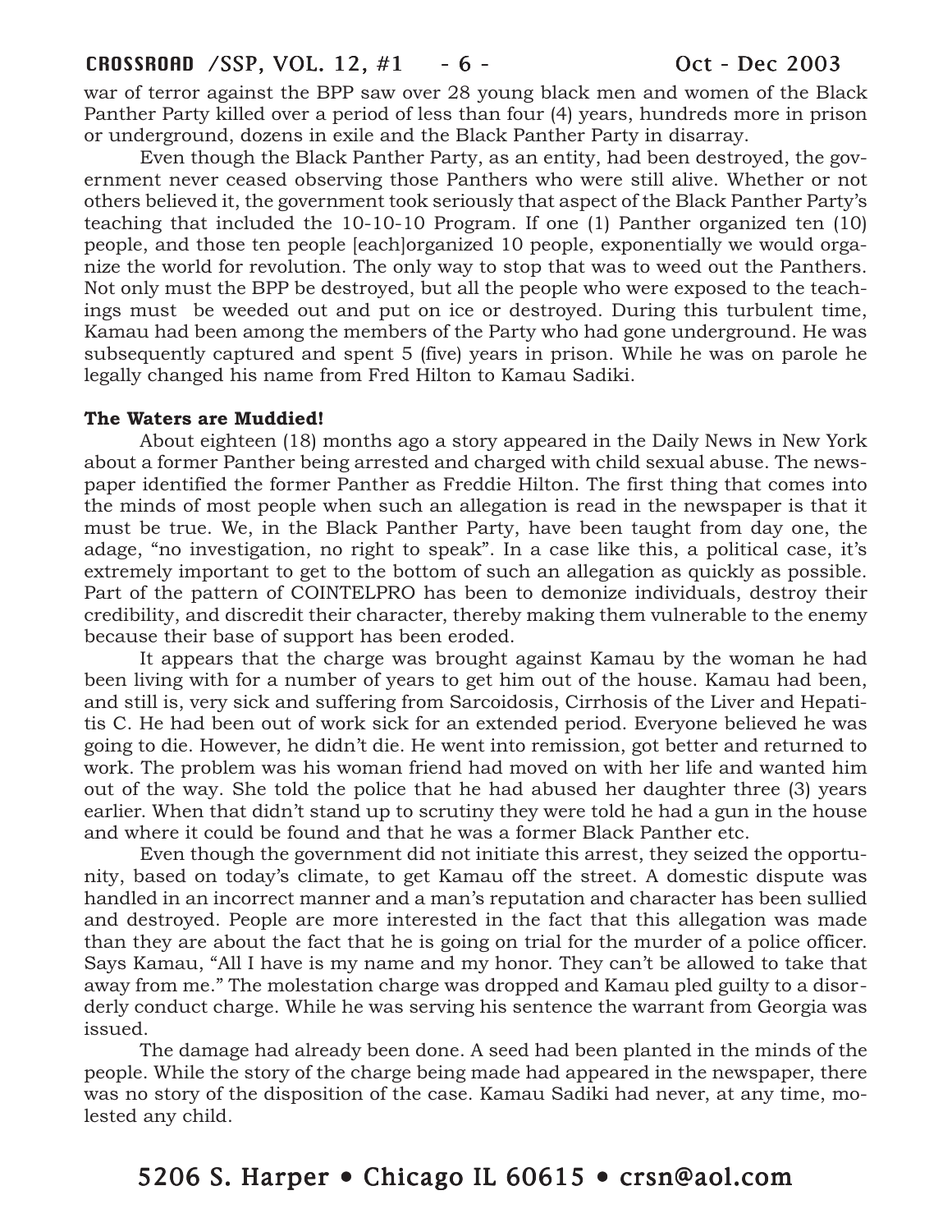war of terror against the BPP saw over 28 young black men and women of the Black Panther Party killed over a period of less than four (4) years, hundreds more in prison or underground, dozens in exile and the Black Panther Party in disarray.

Even though the Black Panther Party, as an entity, had been destroyed, the government never ceased observing those Panthers who were still alive. Whether or not others believed it, the government took seriously that aspect of the Black Panther Party's teaching that included the 10-10-10 Program. If one (1) Panther organized ten (10) people, and those ten people [each]organized 10 people, exponentially we would organize the world for revolution. The only way to stop that was to weed out the Panthers. Not only must the BPP be destroyed, but all the people who were exposed to the teachings must be weeded out and put on ice or destroyed. During this turbulent time, Kamau had been among the members of the Party who had gone underground. He was subsequently captured and spent 5 (five) years in prison. While he was on parole he legally changed his name from Fred Hilton to Kamau Sadiki.

**The Waters are Muddied!**

About eighteen (18) months ago a story appeared in the Daily News in New York about a former Panther being arrested and charged with child sexual abuse. The newspaper identified the former Panther as Freddie Hilton. The first thing that comes into the minds of most people when such an allegation is read in the newspaper is that it must be true. We, in the Black Panther Party, have been taught from day one, the adage, "no investigation, no right to speak". In a case like this, a political case, it's extremely important to get to the bottom of such an allegation as quickly as possible. Part of the pattern of COINTELPRO has been to demonize individuals, destroy their credibility, and discredit their character, thereby making them vulnerable to the enemy because their base of support has been eroded.

It appears that the charge was brought against Kamau by the woman he had been living with for a number of years to get him out of the house. Kamau had been, and still is, very sick and suffering from Sarcoidosis, Cirrhosis of the Liver and Hepatitis C. He had been out of work sick for an extended period. Everyone believed he was going to die. However, he didn't die. He went into remission, got better and returned to work. The problem was his woman friend had moved on with her life and wanted him out of the way. She told the police that he had abused her daughter three (3) years earlier. When that didn't stand up to scrutiny they were told he had a gun in the house and where it could be found and that he was a former Black Panther etc.

Even though the government did not initiate this arrest, they seized the opportunity, based on today's climate, to get Kamau off the street. A domestic dispute was handled in an incorrect manner and a man's reputation and character has been sullied and destroyed. People are more interested in the fact that this allegation was made than they are about the fact that he is going on trial for the murder of a police officer. Says Kamau, "All I have is my name and my honor. They can't be allowed to take that away from me." The molestation charge was dropped and Kamau pled guilty to a disorderly conduct charge. While he was serving his sentence the warrant from Georgia was issued.

The damage had already been done. A seed had been planted in the minds of the people. While the story of the charge being made had appeared in the newspaper, there was no story of the disposition of the case. Kamau Sadiki had never, at any time, molested any child.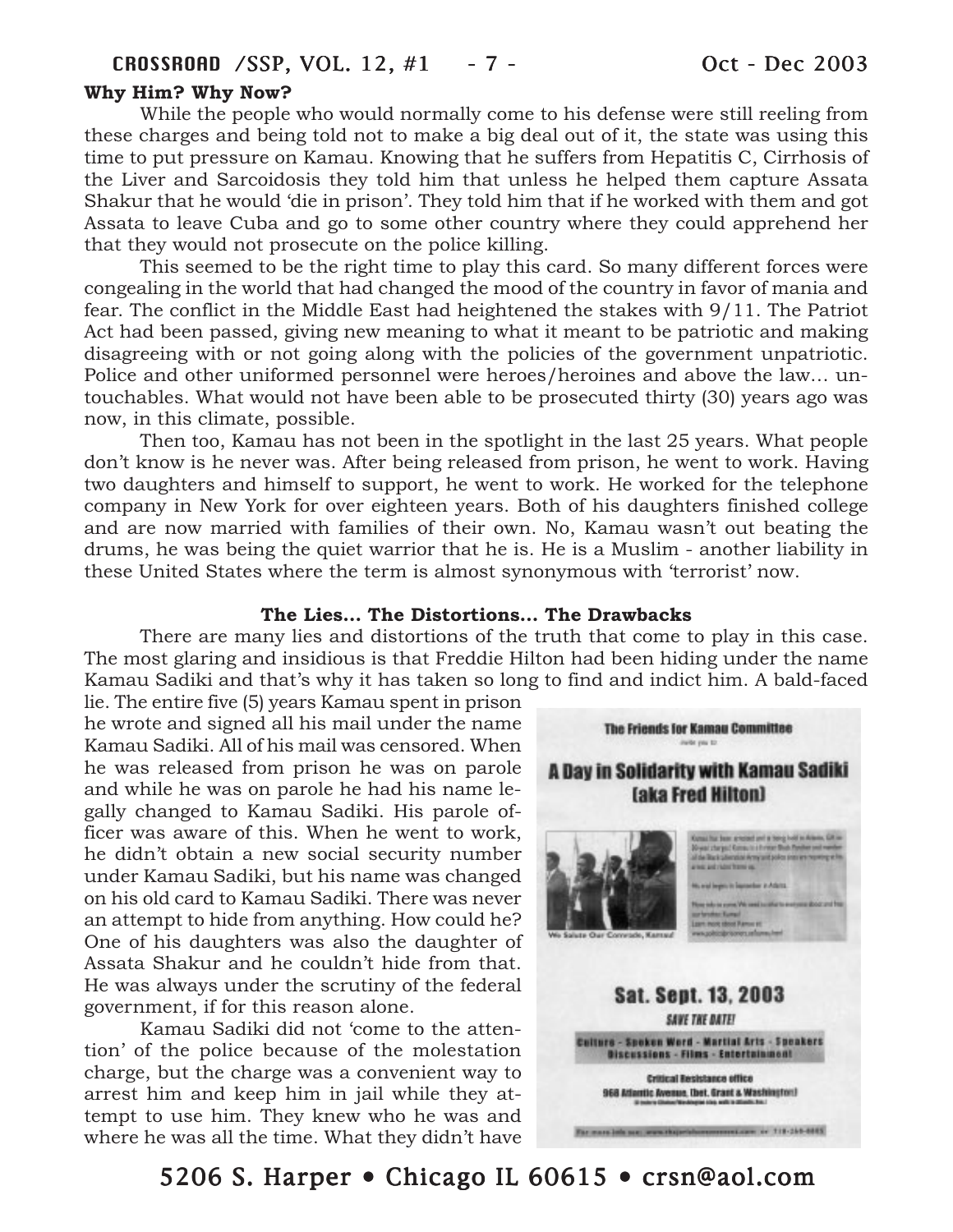**Why Him? Why Now?**

While the people who would normally come to his defense were still reeling from these charges and being told not to make a big deal out of it, the state was using this time to put pressure on Kamau. Knowing that he suffers from Hepatitis C, Cirrhosis of the Liver and Sarcoidosis they told him that unless he helped them capture Assata Shakur that he would 'die in prison'. They told him that if he worked with them and got Assata to leave Cuba and go to some other country where they could apprehend her that they would not prosecute on the police killing.

This seemed to be the right time to play this card. So many different forces were congealing in the world that had changed the mood of the country in favor of mania and fear. The conflict in the Middle East had heightened the stakes with 9/11. The Patriot Act had been passed, giving new meaning to what it meant to be patriotic and making disagreeing with or not going along with the policies of the government unpatriotic. Police and other uniformed personnel were heroes/heroines and above the law... untouchables. What would not have been able to be prosecuted thirty (30) years ago was now, in this climate, possible.

Then too, Kamau has not been in the spotlight in the last 25 years. What people don't know is he never was. After being released from prison, he went to work. Having two daughters and himself to support, he went to work. He worked for the telephone company in New York for over eighteen years. Both of his daughters finished college and are now married with families of their own. No, Kamau wasn't out beating the drums, he was being the quiet warrior that he is. He is a Muslim - another liability in these United States where the term is almost synonymous with 'terrorist' now.

**The Lies... The Distortions... The Drawbacks**

There are many lies and distortions of the truth that come to play in this case. The most glaring and insidious is that Freddie Hilton had been hiding under the name Kamau Sadiki and that's why it has taken so long to find and indict him. A bald-faced lie. The entire five (5) years Kamau spent in prison he wrote and signed all his mail under the name Kamau Sadiki. All of his mail was censored. When he was released from prison he was on parole and while he was on parole he had his name legally changed to Kamau Sadiki. His parole officer was aware of this. When he went to work, he didn't obtain a new social security number under Kamau Sadiki, but his name was changed on his old card to Kamau Sadiki. There was never an attempt to hide from anything. How could he? One of his daughters was also the daughter of Assata Shakur and he couldn't hide from that. He was always under the scrutiny of the federal government, if for this reason alone.

Kamau Sadiki did not 'come to the attention' of the police because of the molestation charge, but the charge was a convenient way to arrest him and keep him in jail while they attempt to use him. They knew who he was and where he was all the time. What they didn't have

The Friends for Kamau Committee

invite you to

**A Day in Solidarity with Kamau Sadiki (aka Fred Hilton)**

We Salute Our Comrade, Kamau!

**Sat. Sept. 13, 2003**

SAVE THE DATE!

Culture - Spoken Word - Martial Arts - Speakers Discussions - Films - Entertainment

Critical Resistance office

968 Atlantic Avenue, (bet. Grant & Washington)

5206 S. Harper • Chicago IL 60615 • crsn@aol.com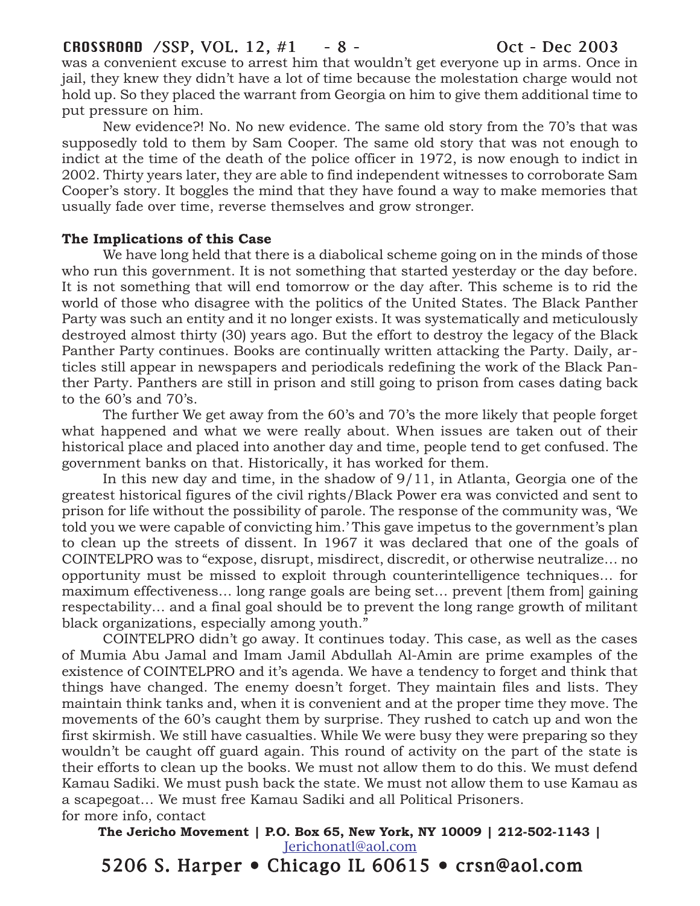was a convenient excuse to arrest him that wouldn't get everyone up in arms. Once in jail, they knew they didn't have a lot of time because the molestation charge would not hold up. So they placed the warrant from Georgia on him to give them additional time to put pressure on him.

New evidence?! No. No new evidence. The same old story from the 70's that was supposedly told to them by Sam Cooper. The same old story that was not enough to indict at the time of the death of the police officer in 1972, is now enough to indict in 2002. Thirty years later, they are able to find independent witnesses to corroborate Sam Cooper's story. It boggles the mind that they have found a way to make memories that usually fade over time, reverse themselves and grow stronger.

**The Implications of this Case**

We have long held that there is a diabolical scheme going on in the minds of those who run this government. It is not something that started yesterday or the day before. It is not something that will end tomorrow or the day after. This scheme is to rid the world of those who disagree with the politics of the United States. The Black Panther Party was such an entity and it no longer exists. It was systematically and meticulously destroyed almost thirty (30) years ago. But the effort to destroy the legacy of the Black Panther Party continues. Books are continually written attacking the Party. Daily, articles still appear in newspapers and periodicals redefining the work of the Black Panther Party. Panthers are still in prison and still going to prison from cases dating back to the 60's and 70's.

The further We get away from the 60's and 70's the more likely that people forget what happened and what we were really about. When issues are taken out of their historical place and placed into another day and time, people tend to get confused. The government banks on that. Historically, it has worked for them.

In this new day and time, in the shadow of 9/11, in Atlanta, Georgia one of the greatest historical figures of the civil rights/Black Power era was convicted and sent to prison for life without the possibility of parole. The response of the community was, 'We told you we were capable of convicting him.' This gave impetus to the government's plan to clean up the streets of dissent. In 1967 it was declared that one of the goals of COINTELPRO was to "expose, disrupt, misdirect, discredit, or otherwise neutralize… no opportunity must be missed to exploit through counterintelligence techniques… for maximum effectiveness… long range goals are being set… prevent [them from] gaining respectability… and a final goal should be to prevent the long range growth of militant black organizations, especially among youth."

COINTELPRO didn't go away. It continues today. This case, as well as the cases of Mumia Abu Jamal and Imam Jamil Abdullah Al-Amin are prime examples of the existence of COINTELPRO and it's agenda. We have a tendency to forget and think that things have changed. The enemy doesn't forget. They maintain files and lists. They maintain think tanks and, when it is convenient and at the proper time they move. The movements of the 60's caught them by surprise. They rushed to catch up and won the first skirmish. We still have casualties. While We were busy they were preparing so they wouldn't be caught off guard again. This round of activity on the part of the state is their efforts to clean up the books. We must not allow them to do this. We must defend Kamau Sadiki. We must push back the state. We must not allow them to use Kamau as a scapegoat… We must free Kamau Sadiki and all Political Prisoners.

for more info, contact

**The Jericho Movement | P.O. Box 65, New York, NY 10009 | 212-502-1143 |** Jerichonatl@aol.com

5206 S. Harper • Chicago IL 60615 • crsn@aol.com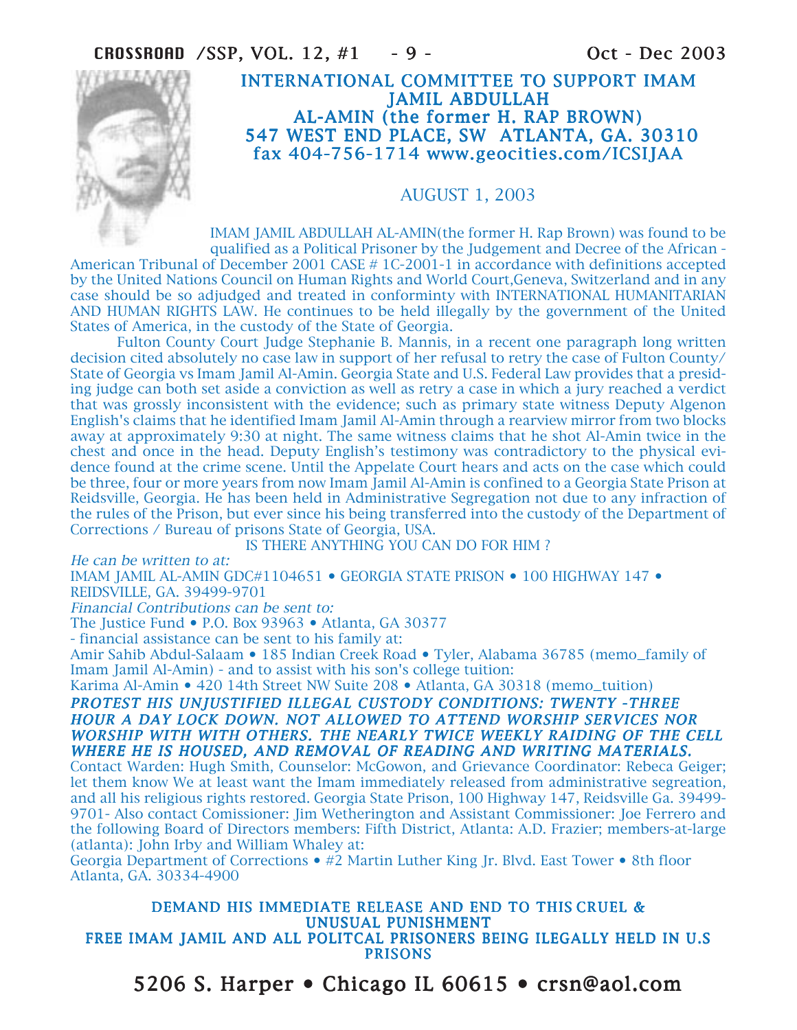## INTERNATIONAL COMMITTEE TO SUPPORT IMAM JAMIL ABDULLAH AL-AMIN (the former H. RAP BROWN)

**547 WEST END PLACE, SW ATLANTA, GA. 30310**
**fax 404-756-1714 www.geocities.com/ICSIJAA**

AUGUST 1, 2003

IMAM JAMIL ABDULLAH AL-AMIN(the former H. Rap Brown) was found to be qualified as a Political Prisoner by the Judgement and Decree of the African - American Tribunal of December 2001 CASE # 1C-2001-1 in accordance with definitions accepted by the United Nations Council on Human Rights and World Court,Geneva, Switzerland and in any case should be so adjudged and treated in conforminty with INTERNATIONAL HUMANITARIAN AND HUMAN RIGHTS LAW. He continues to be held illegally by the government of the United States of America, in the custody of the State of Georgia.

Fulton County Court Judge Stephanie B. Mannis, in a recent one paragraph long written decision cited absolutely no case law in support of her refusal to retry the case of Fulton County/ State of Georgia vs Imam Jamil Al-Amin. Georgia State and U.S. Federal Law provides that a presiding judge can both set aside a conviction as well as retry a case in which a jury reached a verdict that was grossly inconsistent with the evidence; such as primary state witness Deputy Algenon English's claims that he identified Imam Jamil Al-Amin through a rearview mirror from two blocks away at approximately 9:30 at night. The same witness claims that he shot Al-Amin twice in the chest and once in the head. Deputy English's testimony was contradictory to the physical evidence found at the crime scene. Until the Appelate Court hears and acts on the case which could be three, four or more years from now Imam Jamil Al-Amin is confined to a Georgia State Prison at Reidsville, Georgia. He has been held in Administrative Segregation not due to any infraction of the rules of the Prison, but ever since his being transferred into the custody of the Department of Corrections / Bureau of prisons State of Georgia, USA.

IS THERE ANYTHING YOU CAN DO FOR HIM ?

*He can be written to at:*
IMAM JAMIL AL-AMIN GDC#1104651 • GEORGIA STATE PRISON • 100 HIGHWAY 147 • REIDSVILLE, GA. 39499-9701

*Financial Contributions can be sent to:*
The Justice Fund • P.O. Box 93963 • Atlanta, GA 30377
- financial assistance can be sent to his family at:
Amir Sahib Abdul-Salaam • 185 Indian Creek Road • Tyler, Alabama 36785 (memo_family of Imam Jamil Al-Amin) - and to assist with his son's college tuition:
Karima Al-Amin • 420 14th Street NW Suite 208 • Atlanta, GA 30318 (memo_tuition)

***PROTEST HIS UNJUSTIFIED ILLEGAL CUSTODY CONDITIONS: TWENTY -THREE HOUR A DAY LOCK DOWN. NOT ALLOWED TO ATTEND WORSHIP SERVICES NOR WORSHIP WITH WITH OTHERS. THE NEARLY TWICE WEEKLY RAIDING OF THE CELL WHERE HE IS HOUSED, AND REMOVAL OF READING AND WRITING MATERIALS.***

Contact Warden: Hugh Smith, Counselor: McGowon, and Grievance Coordinator: Rebeca Geiger; let them know We at least want the Imam immediately released from administrative segreation, and all his religious rights restored. Georgia State Prison, 100 Highway 147, Reidsville Ga. 39499-9701- Also contact Comissioner: Jim Wetherington and Assistant Commissioner: Joe Ferrero and the following Board of Directors members: Fifth District, Atlanta: A.D. Frazier; members-at-large (atlanta): John Irby and William Whaley at:
Georgia Department of Corrections • #2 Martin Luther King Jr. Blvd. East Tower • 8th floor Atlanta, GA. 30334-4900

**DEMAND HIS IMMEDIATE RELEASE AND END TO THIS CRUEL & UNUSUAL PUNISHMENT**
**FREE IMAM JAMIL AND ALL POLITCAL PRISONERS BEING ILEGALLY HELD IN U.S PRISONS**

**5206 S. Harper • Chicago IL 60615 • crsn@aol.com**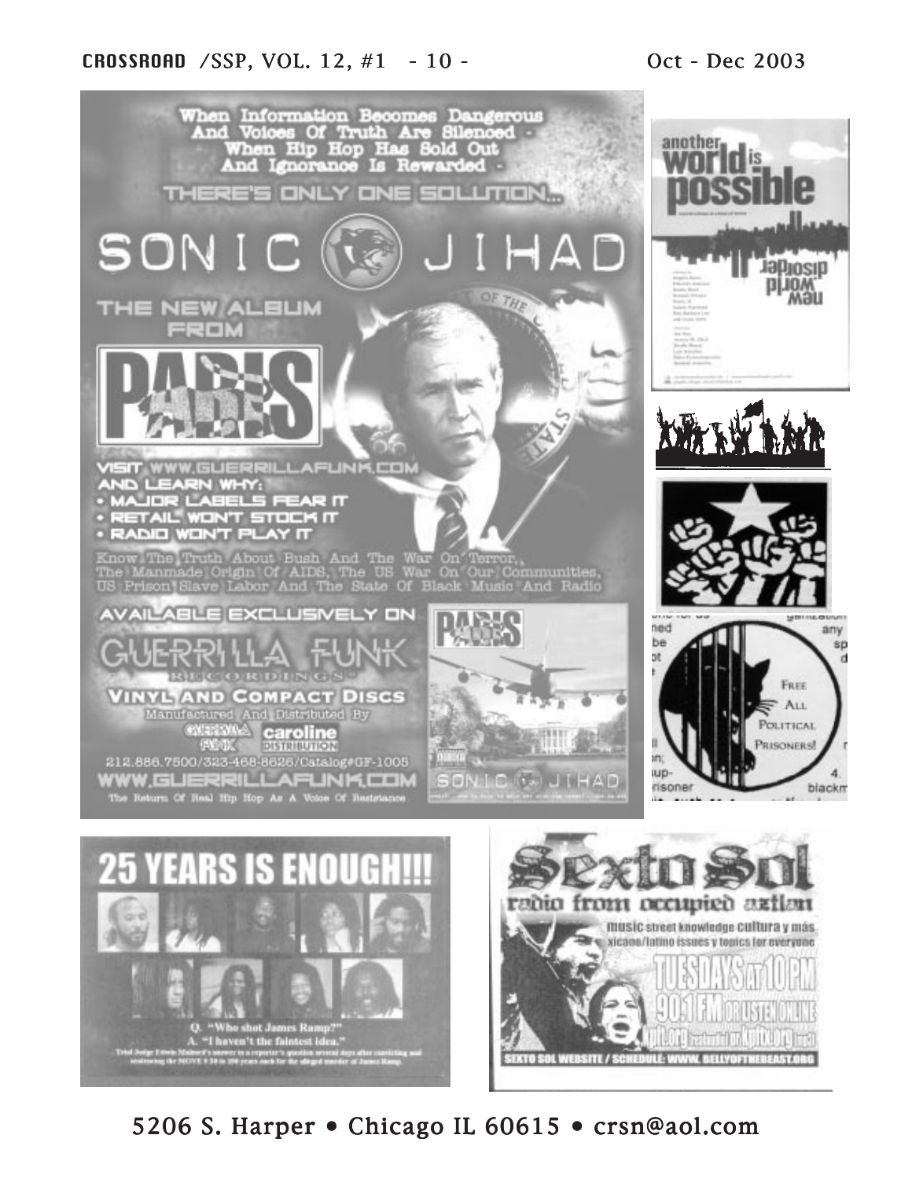When Information Becomes Dangerous
And Voices Of Truth Are Silenced -
When Hip Hop Has Sold Out
And Ignorance Is Rewarded -

THERE'S ONLY ONE SOLUTION...

# SONIC JIHAD

THE NEW ALBUM FROM

## PARIS

VISIT WWW.GUERRILLAFUNK.COM
AND LEARN WHY:

- MAJOR LABELS FEAR IT
- RETAIL WON'T STOCK IT
- RADIO WON'T PLAY IT

Know The Truth About Bush And The War On Terror, The Manmade Origin Of AIDS, The US War On Our Communities, US Prison Slave Labor And The State Of Black Music And Radio

AVAILABLE EXCLUSIVELY ON

GUERRILLA FUNK RECORDINGS

VINYL AND COMPACT DISCS
Manufactured And Distributed By
Guerrilla Funk caroline distribution

212.886.7500/323-468-8626/Catalog#GF-1005

WWW.GUERRILLAFUNK.COM

The Return Of Real Hip Hop As A Voice Of Resistance

another world is possible

new world disorder

FREE ALL POLITICAL PRISONERS!

# 25 YEARS IS ENOUGH!!!

Q. "Who shot James Ramp?"
A. "I haven't the faintest idea."

– Trial Judge Edwin Malmed's answer to a reporter's question several days after convicting and sentencing the MOVE 9 30 to 100 years each for the alleged murder of James Ramp.

# Sexto Sol

radio from occupied aztlan

music street knowledge cultura y más
xicano/latino issues y topics for everyone

TUESDAYS AT 10PM
90.1 FM OR LISTEN ONLINE
kpfk.org

SEXTO SOL WEBSITE / SCHEDULE: WWW.BELLYOFTHEBEAST.ORG

5206 S. Harper • Chicago IL 60615 • crsn@aol.com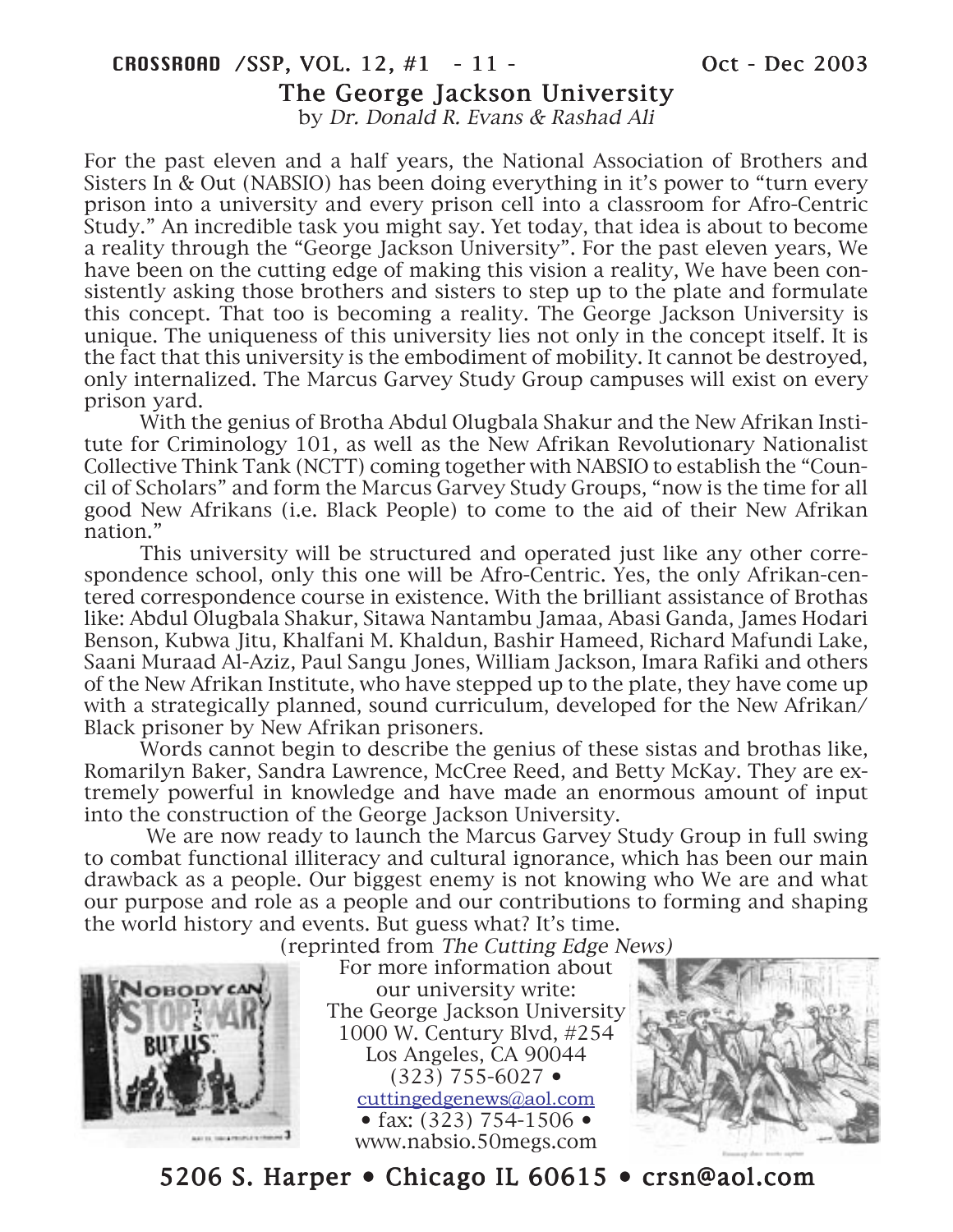# The George Jackson University

by *Dr. Donald R. Evans & Rashad Ali*

For the past eleven and a half years, the National Association of Brothers and Sisters In & Out (NABSIO) has been doing everything in it's power to "turn every prison into a university and every prison cell into a classroom for Afro-Centric Study." An incredible task you might say. Yet today, that idea is about to become a reality through the "George Jackson University". For the past eleven years, We have been on the cutting edge of making this vision a reality, We have been consistently asking those brothers and sisters to step up to the plate and formulate this concept. That too is becoming a reality. The George Jackson University is unique. The uniqueness of this university lies not only in the concept itself. It is the fact that this university is the embodiment of mobility. It cannot be destroyed, only internalized. The Marcus Garvey Study Group campuses will exist on every prison yard.

With the genius of Brotha Abdul Olugbala Shakur and the New Afrikan Institute for Criminology 101, as well as the New Afrikan Revolutionary Nationalist Collective Think Tank (NCTT) coming together with NABSIO to establish the "Council of Scholars" and form the Marcus Garvey Study Groups, "now is the time for all good New Afrikans (i.e. Black People) to come to the aid of their New Afrikan nation."

This university will be structured and operated just like any other correspondence school, only this one will be Afro-Centric. Yes, the only Afrikan-centered correspondence course in existence. With the brilliant assistance of Brothas like: Abdul Olugbala Shakur, Sitawa Nantambu Jamaa, Abasi Ganda, James Hodari Benson, Kubwa Jitu, Khalfani M. Khaldun, Bashir Hameed, Richard Mafundi Lake, Saani Muraad Al-Aziz, Paul Sangu Jones, William Jackson, Imara Rafiki and others of the New Afrikan Institute, who have stepped up to the plate, they have come up with a strategically planned, sound curriculum, developed for the New Afrikan/ Black prisoner by New Afrikan prisoners.

Words cannot begin to describe the genius of these sistas and brothas like, Romarilyn Baker, Sandra Lawrence, McCree Reed, and Betty McKay. They are extremely powerful in knowledge and have made an enormous amount of input into the construction of the George Jackson University.

We are now ready to launch the Marcus Garvey Study Group in full swing to combat functional illiteracy and cultural ignorance, which has been our main drawback as a people. Our biggest enemy is not knowing who We are and what our purpose and role as a people and our contributions to forming and shaping the world history and events. But guess what? It's time.

(reprinted from *The Cutting Edge News)*

For more information about
our university write:
The George Jackson University
1000 W. Century Blvd, #254
Los Angeles, CA 90044
(323) 755-6027 •
cuttingedgenews@aol.com
• fax: (323) 754-1506 •
www.nabsio.50megs.com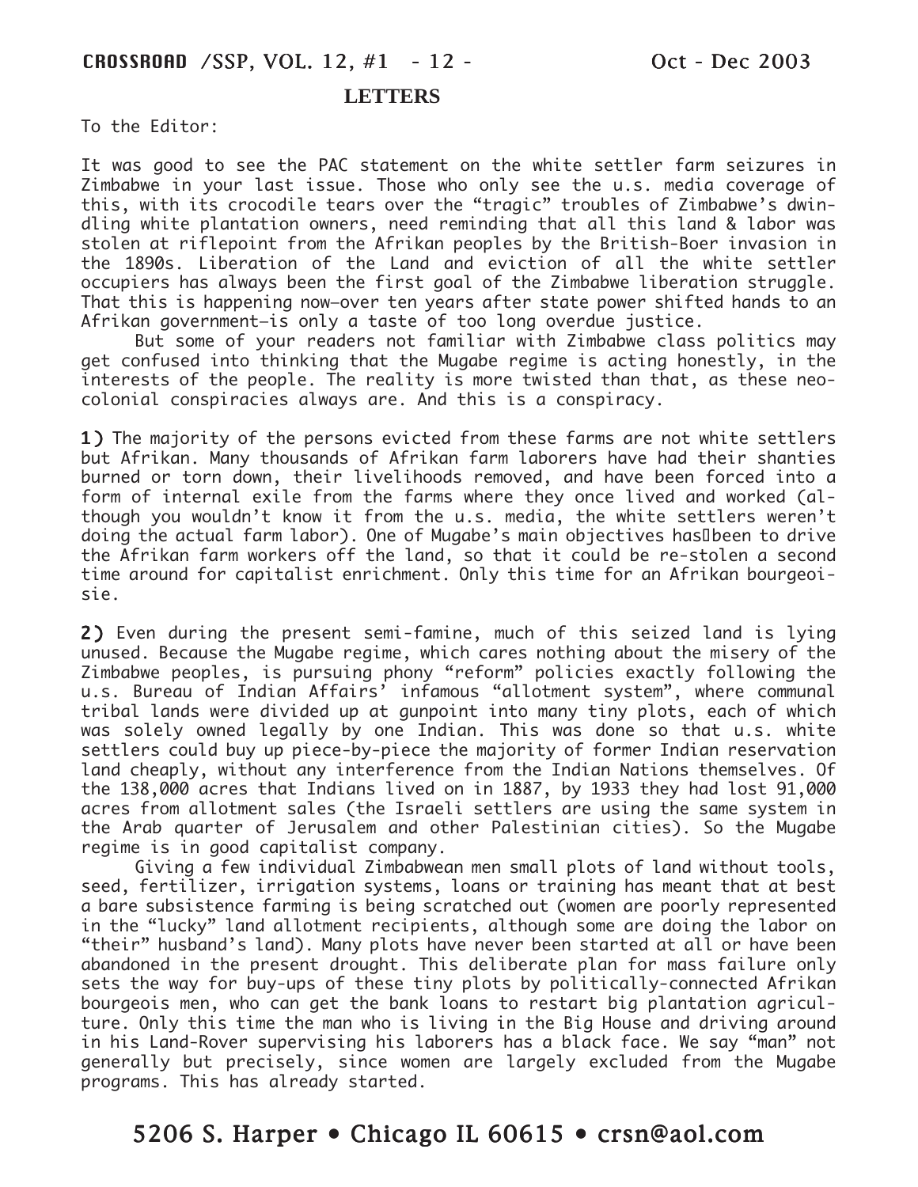## LETTERS

To the Editor:

It was good to see the PAC statement on the white settler farm seizures in Zimbabwe in your last issue. Those who only see the u.s. media coverage of this, with its crocodile tears over the "tragic" troubles of Zimbabwe's dwindling white plantation owners, need reminding that all this land & labor was stolen at riflepoint from the Afrikan peoples by the British-Boer invasion in the 1890s. Liberation of the Land and eviction of all the white settler occupiers has always been the first goal of the Zimbabwe liberation struggle. That this is happening now–over ten years after state power shifted hands to an Afrikan government–is only a taste of too long overdue justice.

But some of your readers not familiar with Zimbabwe class politics may get confused into thinking that the Mugabe regime is acting honestly, in the interests of the people. The reality is more twisted than that, as these neo-colonial conspiracies always are. And this is a conspiracy.

**1)** The majority of the persons evicted from these farms are not white settlers but Afrikan. Many thousands of Afrikan farm laborers have had their shanties burned or torn down, their livelihoods removed, and have been forced into a form of internal exile from the farms where they once lived and worked (although you wouldn't know it from the u.s. media, the white settlers weren't doing the actual farm labor). One of Mugabe's main objectives has been to drive the Afrikan farm workers off the land, so that it could be re-stolen a second time around for capitalist enrichment. Only this time for an Afrikan bourgeoisie.

**2)** Even during the present semi-famine, much of this seized land is lying unused. Because the Mugabe regime, which cares nothing about the misery of the Zimbabwe peoples, is pursuing phony "reform" policies exactly following the u.s. Bureau of Indian Affairs' infamous "allotment system", where communal tribal lands were divided up at gunpoint into many tiny plots, each of which was solely owned legally by one Indian. This was done so that u.s. white settlers could buy up piece-by-piece the majority of former Indian reservation land cheaply, without any interference from the Indian Nations themselves. Of the 138,000 acres that Indians lived on in 1887, by 1933 they had lost 91,000 acres from allotment sales (the Israeli settlers are using the same system in the Arab quarter of Jerusalem and other Palestinian cities). So the Mugabe regime is in good capitalist company.

Giving a few individual Zimbabwean men small plots of land without tools, seed, fertilizer, irrigation systems, loans or training has meant that at best a bare subsistence farming is being scratched out (women are poorly represented in the "lucky" land allotment recipients, although some are doing the labor on "their" husband's land). Many plots have never been started at all or have been abandoned in the present drought. This deliberate plan for mass failure only sets the way for buy-ups of these tiny plots by politically-connected Afrikan bourgeois men, who can get the bank loans to restart big plantation agriculture. Only this time the man who is living in the Big House and driving around in his Land-Rover supervising his laborers has a black face. We say "man" not generally but precisely, since women are largely excluded from the Mugabe programs. This has already started.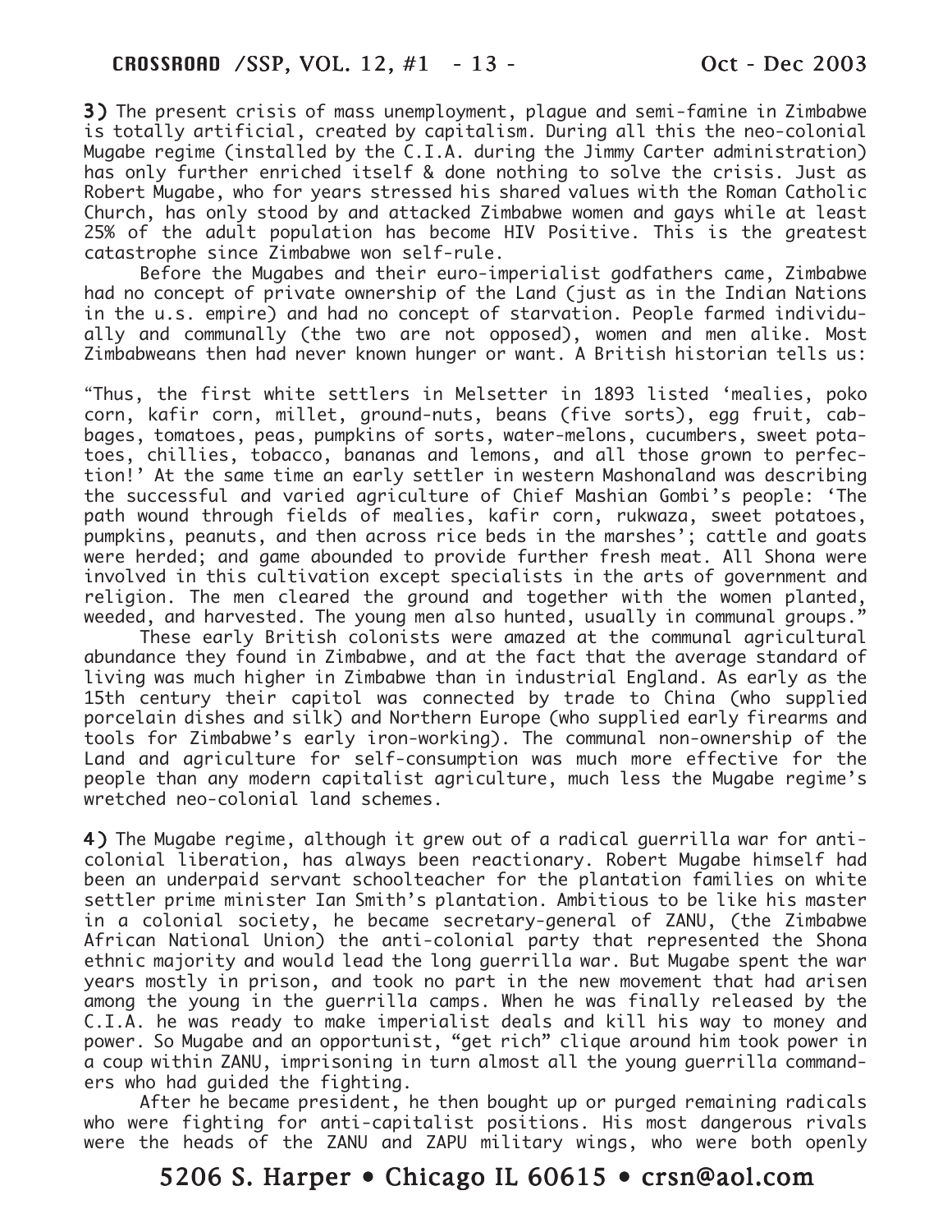**3)** The present crisis of mass unemployment, plague and semi-famine in Zimbabwe is totally artificial, created by capitalism. During all this the neo-colonial Mugabe regime (installed by the C.I.A. during the Jimmy Carter administration) has only further enriched itself & done nothing to solve the crisis. Just as Robert Mugabe, who for years stressed his shared values with the Roman Catholic Church, has only stood by and attacked Zimbabwe women and gays while at least 25% of the adult population has become HIV Positive. This is the greatest catastrophe since Zimbabwe won self-rule.

Before the Mugabes and their euro-imperialist godfathers came, Zimbabwe had no concept of private ownership of the Land (just as in the Indian Nations in the u.s. empire) and had no concept of starvation. People farmed individually and communally (the two are not opposed), women and men alike. Most Zimbabweans then had never known hunger or want. A British historian tells us:

"Thus, the first white settlers in Melsetter in 1893 listed 'mealies, poko corn, kafir corn, millet, ground-nuts, beans (five sorts), egg fruit, cabbages, tomatoes, peas, pumpkins of sorts, water-melons, cucumbers, sweet potatoes, chillies, tobacco, bananas and lemons, and all those grown to perfection!' At the same time an early settler in western Mashonaland was describing the successful and varied agriculture of Chief Mashian Gombi's people: 'The path wound through fields of mealies, kafir corn, rukwaza, sweet potatoes, pumpkins, peanuts, and then across rice beds in the marshes'; cattle and goats were herded; and game abounded to provide further fresh meat. All Shona were involved in this cultivation except specialists in the arts of government and religion. The men cleared the ground and together with the women planted, weeded, and harvested. The young men also hunted, usually in communal groups."

These early British colonists were amazed at the communal agricultural abundance they found in Zimbabwe, and at the fact that the average standard of living was much higher in Zimbabwe than in industrial England. As early as the 15th century their capitol was connected by trade to China (who supplied porcelain dishes and silk) and Northern Europe (who supplied early firearms and tools for Zimbabwe's early iron-working). The communal non-ownership of the Land and agriculture for self-consumption was much more effective for the people than any modern capitalist agriculture, much less the Mugabe regime's wretched neo-colonial land schemes.

**4)** The Mugabe regime, although it grew out of a radical guerrilla war for anti-colonial liberation, has always been reactionary. Robert Mugabe himself had been an underpaid servant schoolteacher for the plantation families on white settler prime minister Ian Smith's plantation. Ambitious to be like his master in a colonial society, he became secretary-general of ZANU, (the Zimbabwe African National Union) the anti-colonial party that represented the Shona ethnic majority and would lead the long guerrilla war. But Mugabe spent the war years mostly in prison, and took no part in the new movement that had arisen among the young in the guerrilla camps. When he was finally released by the C.I.A. he was ready to make imperialist deals and kill his way to money and power. So Mugabe and an opportunist, "get rich" clique around him took power in a coup within ZANU, imprisoning in turn almost all the young guerrilla commanders who had guided the fighting.

After he became president, he then bought up or purged remaining radicals who were fighting for anti-capitalist positions. His most dangerous rivals were the heads of the ZANU and ZAPU military wings, who were both openly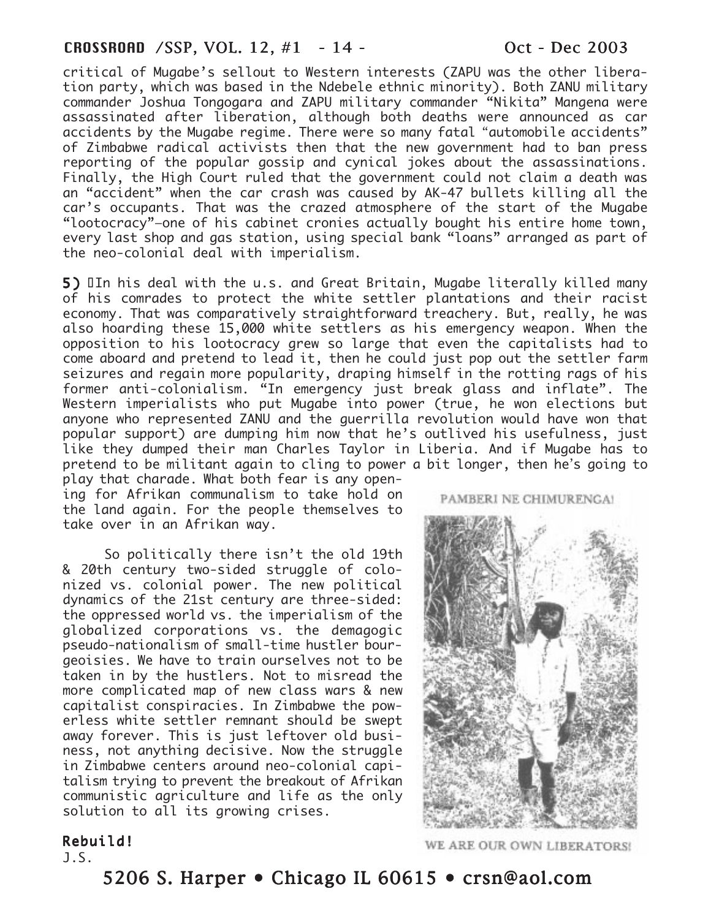critical of Mugabe's sellout to Western interests (ZAPU was the other liberation party, which was based in the Ndebele ethnic minority). Both ZANU military commander Joshua Tongogara and ZAPU military commander "Nikita" Mangena were assassinated after liberation, although both deaths were announced as car accidents by the Mugabe regime. There were so many fatal "automobile accidents" of Zimbabwe radical activists then that the new government had to ban press reporting of the popular gossip and cynical jokes about the assassinations. Finally, the High Court ruled that the government could not claim a death was an "accident" when the car crash was caused by AK-47 bullets killing all the car's occupants. That was the crazed atmosphere of the start of the Mugabe "lootocracy"—one of his cabinet cronies actually bought his entire home town, every last shop and gas station, using special bank "loans" arranged as part of the neo-colonial deal with imperialism.

**5)** In his deal with the u.s. and Great Britain, Mugabe literally killed many of his comrades to protect the white settler plantations and their racist economy. That was comparatively straightforward treachery. But, really, he was also hoarding these 15,000 white settlers as his emergency weapon. When the opposition to his lootocracy grew so large that even the capitalists had to come aboard and pretend to lead it, then he could just pop out the settler farm seizures and regain more popularity, draping himself in the rotting rags of his former anti-colonialism. "In emergency just break glass and inflate". The Western imperialists who put Mugabe into power (true, he won elections but anyone who represented ZANU and the guerrilla revolution would have won that popular support) are dumping him now that he's outlived his usefulness, just like they dumped their man Charles Taylor in Liberia. And if Mugabe has to pretend to be militant again to cling to power a bit longer, then he's going to play that charade. What both fear is any opening for Afrikan communalism to take hold on the land again. For the people themselves to take over in an Afrikan way.

So politically there isn't the old 19th & 20th century two-sided struggle of colonized vs. colonial power. The new political dynamics of the 21st century are three-sided: the oppressed world vs. the imperialism of the globalized corporations vs. the demagogic pseudo-nationalism of small-time hustler bourgeoisies. We have to train ourselves not to be taken in by the hustlers. Not to misread the more complicated map of new class wars & new capitalist conspiracies. In Zimbabwe the powerless white settler remnant should be swept away forever. This is just leftover old business, not anything decisive. Now the struggle in Zimbabwe centers around neo-colonial capitalism trying to prevent the breakout of Afrikan communistic agriculture and life as the only solution to all its growing crises.

PAMBERI NE CHIMURENGA!

WE ARE OUR OWN LIBERATORS!

**Rebuild!**

J.S.

5206 S. Harper • Chicago IL 60615 • crsn@aol.com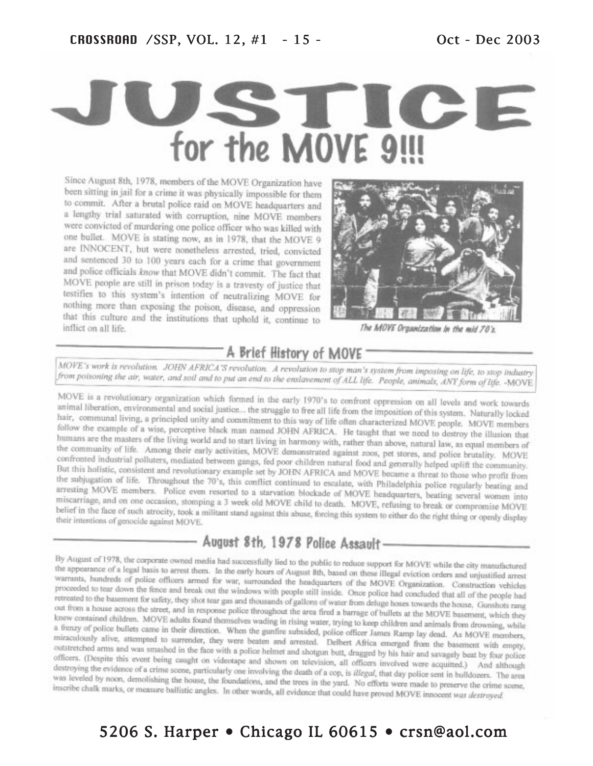# JUSTICE for the MOVE 9!!!

Since August 8th, 1978, members of the MOVE Organization have been sitting in jail for a crime it was physically impossible for them to commit. After a brutal police raid on MOVE headquarters and a lengthy trial saturated with corruption, nine MOVE members were convicted of murdering one police officer who was killed with one bullet. MOVE is stating now, as in 1978, that the MOVE 9 are INNOCENT, but were nonetheless arrested, tried, convicted and sentenced 30 to 100 years each for a crime that government and police officials *know* that MOVE didn't commit. The fact that MOVE people are still in prison today is a travesty of justice that testifies to this system's intention of neutralizing MOVE for nothing more than exposing the poison, disease, and oppression that this culture and the institutions that uphold it, continue to inflict on all life.

*The MOVE Organization in the mid 70's.*

## A Brief History of MOVE

*MOVE's work is revolution. JOHN AFRICA'S revolution. A revolution to stop man's system from imposing on life, to stop industry from poisoning the air, water, and soil and to put an end to the enslavement of ALL life. People, animals, ANY form of life.* -MOVE

MOVE is a revolutionary organization which formed in the early 1970's to confront oppression on all levels and work towards animal liberation, environmental and social justice... the struggle to free all life from the imposition of this system. Naturally locked hair, communal living, a principled unity and commitment to this way of life often characterized MOVE people. MOVE members follow the example of a wise, perceptive black man named JOHN AFRICA. He taught that we need to destroy the illusion that humans are the masters of the living world and to start living in harmony with, rather than above, natural law, as equal members of the community of life. Among their early activities, MOVE demonstrated against zoos, pet stores, and police brutality. MOVE confronted industrial polluters, mediated between gangs, fed poor children natural food and generally helped uplift the community. But this holistic, consistent and revolutionary example set by JOHN AFRICA and MOVE became a threat to those who profit from the subjugation of life. Throughout the 70's, this conflict continued to escalate, with Philadelphia police regularly beating and arresting MOVE members. Police even resorted to a starvation blockade of MOVE headquarters, beating several women into miscarriage, and on one occasion, stomping a 3 week old MOVE child to death. MOVE, refusing to break or compromise MOVE belief in the face of such atrocity, took a militant stand against this abuse, forcing this system to either do the right thing or openly display their intentions of genocide against MOVE.

## August 8th, 1978 Police Assault

By August of 1978, the corporate owned media had successfully lied to the public to reduce support for MOVE while the city manufactured the appearance of a legal basis to arrest them. In the early hours of August 8th, based on these illegal eviction orders and unjustified arrest warrants, hundreds of police officers armed for war, surrounded the headquarters of the MOVE Organization. Construction vehicles proceeded to tear down the fence and break out the windows with people still inside. Once police had concluded that all of the people had retreated to the basement for safety, they shot tear gas and thousands of gallons of water from deluge hoses towards the house. Gunshots rang out from a house across the street, and in response police throughout the area fired a barrage of bullets at the MOVE basement, which they knew contained children. MOVE adults found themselves wading in rising water, trying to keep children and animals from drowning, while a frenzy of police bullets came in their direction. When the gunfire subsided, police officer James Ramp lay dead. As MOVE members, miraculously alive, attempted to surrender, they were beaten and arrested. Delbert Africa emerged from the basement with empty, outstretched arms and was smashed in the face with a police helmet and shotgun butt, dragged by his hair and savagely beat by four police officers. (Despite this event being caught on videotape and shown on television, all officers involved were acquitted.) And although destroying the evidence of a crime scene, particularly one involving the death of a cop, is *illegal*, that day police sent in bulldozers. The area was leveled by noon, demolishing the house, the foundations, and the trees in the yard. No efforts were made to preserve the crime scene, inscribe chalk marks, or measure ballistic angles. In other words, all evidence that could have proved MOVE innocent *was destroyed.*

5206 S. Harper • Chicago IL 60615 • crsn@aol.com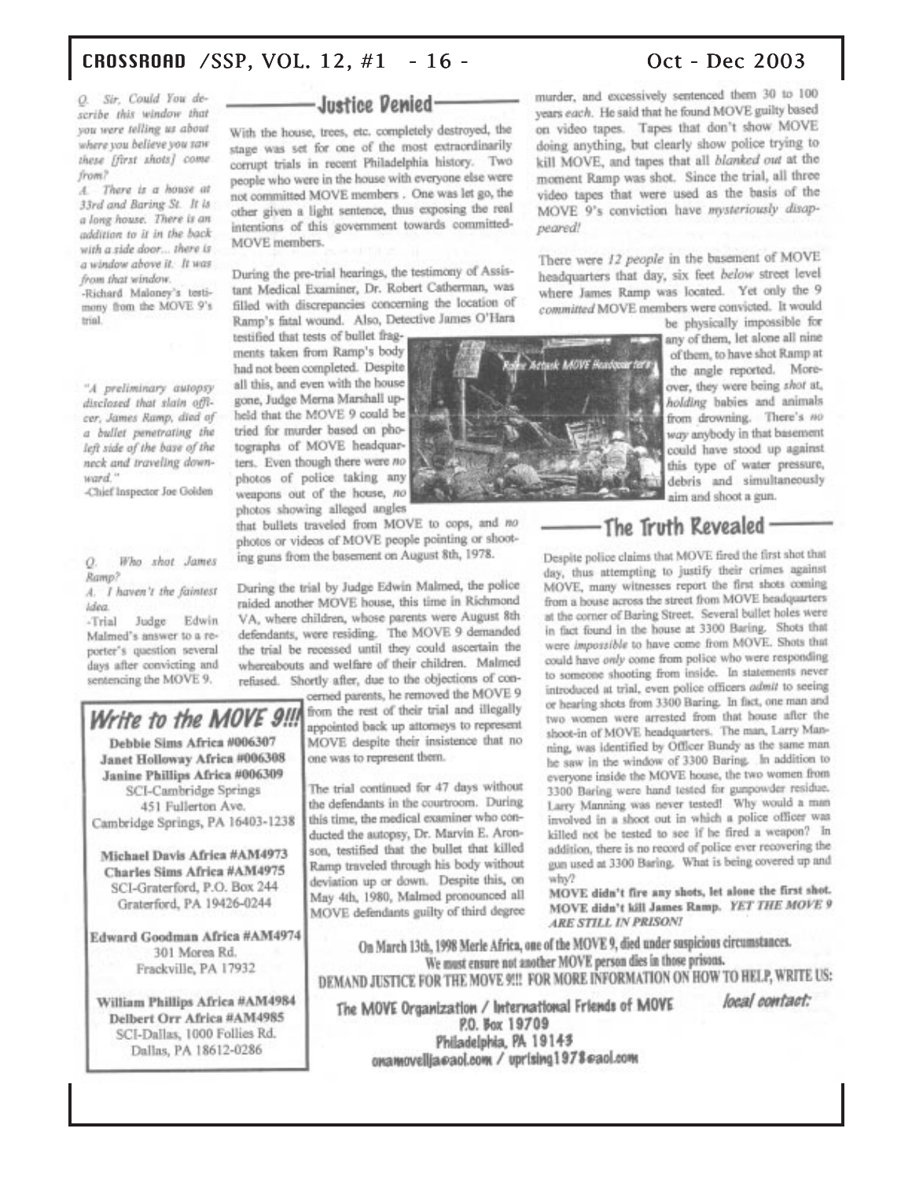*Q. Sir, Could You describe this window that you were telling us about where you believe you saw these [first shots] come from?*

*A. There is a house at 33rd and Baring St. It is a long house. There is an addition to it in the back with a side door... there is a window above it. It was from that window.*

-Richard Maloney's testimony from the MOVE 9's trial.

*"A preliminary autopsy disclosed that slain officer, James Ramp, died of a bullet penetrating the left side of the base of the neck and traveling downward."*

-Chief Inspector Joe Golden

*Q. Who shot James Ramp?*

*A. I haven't the faintest idea.*

-Trial Judge Edwin Malmed's answer to a reporter's question several days after convicting and sentencing the MOVE 9.

## Write to the MOVE 9!!!

**Debbie Sims Africa #006307**
**Janet Holloway Africa #006308**
**Janine Phillips Africa #006309**
SCI-Cambridge Springs
451 Fullerton Ave.
Cambridge Springs, PA 16403-1238

**Michael Davis Africa #AM4973**
**Charles Sims Africa #AM4975**
SCI-Graterford, P.O. Box 244
Graterford, PA 19426-0244

**Edward Goodman Africa #AM4974**
301 Morea Rd.
Frackville, PA 17932

**William Phillips Africa #AM4984**
**Delbert Orr Africa #AM4985**
SCI-Dallas, 1000 Follies Rd.
Dallas, PA 18612-0286

## Justice Denied

With the house, trees, etc. completely destroyed, the stage was set for one of the most extraordinarily corrupt trials in recent Philadelphia history. Two people who were in the house with everyone else were not committed MOVE members. One was let go, the other given a light sentence, thus exposing the real intentions of this government towards committed-MOVE members.

During the pre-trial hearings, the testimony of Assistant Medical Examiner, Dr. Robert Catherman, was filled with discrepancies concerning the location of Ramp's fatal wound. Also, Detective James O'Hara testified that tests of bullet fragments taken from Ramp's body had not been completed. Despite all this, and even with the house gone, Judge Merna Marshall upheld that the MOVE 9 could be tried for murder based on photographs of MOVE headquarters. Even though there were *no* photos of police taking any weapons out of the house, *no* photos showing alleged angles that bullets traveled from MOVE to cops, and *no* photos or videos of MOVE people pointing or shooting guns from the basement on August 8th, 1978.

During the trial by Judge Edwin Malmed, the police raided another MOVE house, this time in Richmond VA, where children, whose parents were August 8th defendants, were residing. The MOVE 9 demanded the trial be recessed until they could ascertain the whereabouts and welfare of their children. Malmed refused. Shortly after, due to the objections of concerned parents, he removed the MOVE 9 from the rest of their trial and illegally appointed back up attorneys to represent MOVE despite their insistence that no one was to represent them.

The trial continued for 47 days without the defendants in the courtroom. During this time, the medical examiner who conducted the autopsy, Dr. Marvin E. Aronson, testified that the bullet that killed Ramp traveled through his body without deviation up or down. Despite this, on May 4th, 1980, Malmed pronounced all MOVE defendants guilty of third degree murder, and excessively sentenced them 30 to 100 years *each*. He said that he found MOVE guilty based on video tapes. Tapes that don't show MOVE doing anything, but clearly show police trying to kill MOVE, and tapes that all *blanked out* at the moment Ramp was shot. Since the trial, all three video tapes that were used as the basis of the MOVE 9's conviction have *mysteriously disappeared!*

There were *12 people* in the basement of MOVE headquarters that day, six feet *below* street level where James Ramp was located. Yet only the 9 *committed* MOVE members were convicted. It would be physically impossible for any of them, let alone all nine of them, to have shot Ramp at the angle reported. Moreover, they were being *shot* at, *holding* babies and animals from drowning. There's *no way* anybody in that basement could have stood up against this type of water pressure, debris and simultaneously aim and shoot a gun.

## The Truth Revealed

Despite police claims that MOVE fired the first shot that day, thus attempting to justify their crimes against MOVE, many witnesses report the first shots coming from a house across the street from MOVE headquarters at the corner of Baring Street. Several bullet holes were in fact found in the house at 3300 Baring. Shots that were *impossible* to have come from MOVE. Shots that could have *only* come from police who were responding to someone shooting from inside. In statements never introduced at trial, even police officers *admit* to seeing or hearing shots from 3300 Baring. In fact, one man and two women were arrested from that house after the shoot-in of MOVE headquarters. The man, Larry Manning, was identified by Officer Bundy as the same man he saw in the window of 3300 Baring. In addition to everyone inside the MOVE house, the two women from 3300 Baring were hand tested for gunpowder residue. Larry Manning was never tested! Why would a man involved in a shoot out in which a police officer was killed not be tested to see if he fired a weapon? In addition, there is no record of police ever recovering the gun used at 3300 Baring. What is being covered up and why?

**MOVE didn't fire any shots, let alone the first shot. MOVE didn't kill James Ramp.** ***YET THE MOVE 9 ARE STILL IN PRISON!***

**On March 13th, 1998 Merle Africa, one of the MOVE 9, died under suspicious circumstances.**
**We must ensure not another MOVE person dies in those prisons.**
**DEMAND JUSTICE FOR THE MOVE 9!!! FOR MORE INFORMATION ON HOW TO HELP, WRITE US:**

**The MOVE Organization / International Friends of MOVE**
**P.O. Box 19709**
**Philadelphia, PA 19143**
**onamovellja@aol.com / uprising1978@aol.com**

*local contact:*